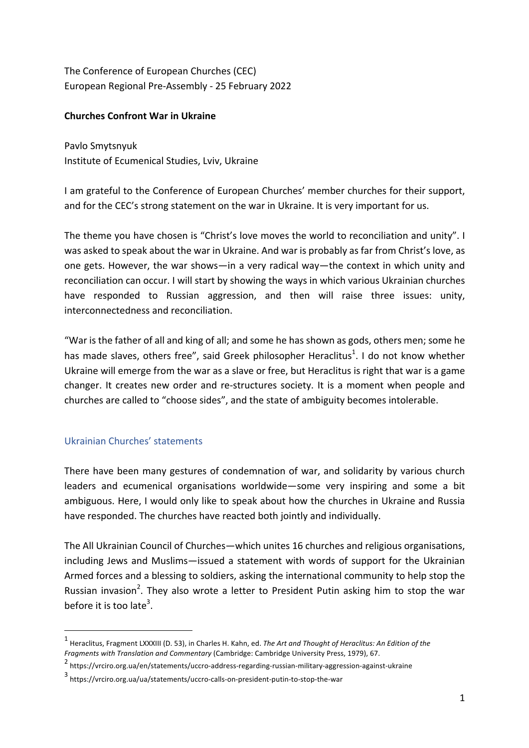The Conference of European Churches (CEC)
European Regional Pre-Assembly - 25 February 2022

**Churches Confront War in Ukraine**

Pavlo Smytsnyuk
Institute of Ecumenical Studies, Lviv, Ukraine

I am grateful to the Conference of European Churches' member churches for their support, and for the CEC's strong statement on the war in Ukraine. It is very important for us.

The theme you have chosen is "Christ's love moves the world to reconciliation and unity". I was asked to speak about the war in Ukraine. And war is probably as far from Christ's love, as one gets. However, the war shows—in a very radical way—the context in which unity and reconciliation can occur. I will start by showing the ways in which various Ukrainian churches have responded to Russian aggression, and then will raise three issues: unity, interconnectedness and reconciliation.

"War is the father of all and king of all; and some he has shown as gods, others men; some he has made slaves, others free", said Greek philosopher Heraclitus[1]. I do not know whether Ukraine will emerge from the war as a slave or free, but Heraclitus is right that war is a game changer. It creates new order and re-structures society. It is a moment when people and churches are called to "choose sides", and the state of ambiguity becomes intolerable.

## Ukrainian Churches' statements

There have been many gestures of condemnation of war, and solidarity by various church leaders and ecumenical organisations worldwide—some very inspiring and some a bit ambiguous. Here, I would only like to speak about how the churches in Ukraine and Russia have responded. The churches have reacted both jointly and individually.

The All Ukrainian Council of Churches—which unites 16 churches and religious organisations, including Jews and Muslims—issued a statement with words of support for the Ukrainian Armed forces and a blessing to soldiers, asking the international community to help stop the Russian invasion[2]. They also wrote a letter to President Putin asking him to stop the war before it is too late[3].

---

[1] Heraclitus, Fragment LXXXIII (D. 53), in Charles H. Kahn, ed. *The Art and Thought of Heraclitus: An Edition of the Fragments with Translation and Commentary* (Cambridge: Cambridge University Press, 1979), 67.

[2] https://vrciro.org.ua/en/statements/uccro-address-regarding-russian-military-aggression-against-ukraine

[3] https://vrciro.org.ua/ua/statements/uccro-calls-on-president-putin-to-stop-the-war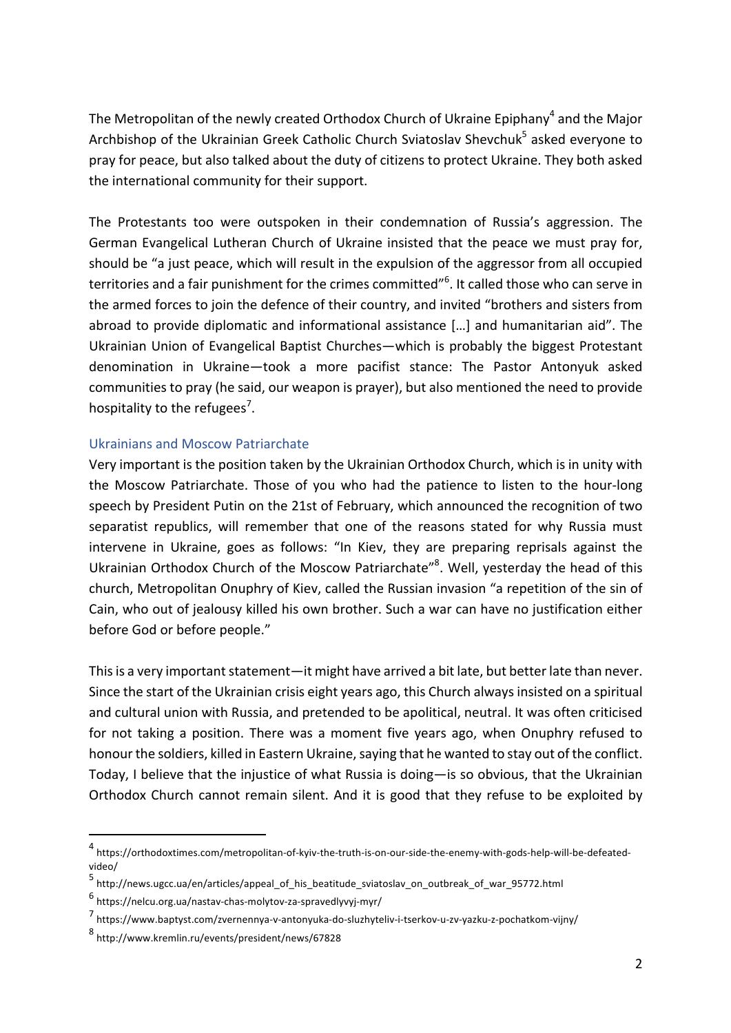The Metropolitan of the newly created Orthodox Church of Ukraine Epiphany[4] and the Major Archbishop of the Ukrainian Greek Catholic Church Sviatoslav Shevchuk[5] asked everyone to pray for peace, but also talked about the duty of citizens to protect Ukraine. They both asked the international community for their support.

The Protestants too were outspoken in their condemnation of Russia's aggression. The German Evangelical Lutheran Church of Ukraine insisted that the peace we must pray for, should be "a just peace, which will result in the expulsion of the aggressor from all occupied territories and a fair punishment for the crimes committed"[6]. It called those who can serve in the armed forces to join the defence of their country, and invited "brothers and sisters from abroad to provide diplomatic and informational assistance […] and humanitarian aid". The Ukrainian Union of Evangelical Baptist Churches—which is probably the biggest Protestant denomination in Ukraine—took a more pacifist stance: The Pastor Antonyuk asked communities to pray (he said, our weapon is prayer), but also mentioned the need to provide hospitality to the refugees[7].

## Ukrainians and Moscow Patriarchate

Very important is the position taken by the Ukrainian Orthodox Church, which is in unity with the Moscow Patriarchate. Those of you who had the patience to listen to the hour-long speech by President Putin on the 21st of February, which announced the recognition of two separatist republics, will remember that one of the reasons stated for why Russia must intervene in Ukraine, goes as follows: "In Kiev, they are preparing reprisals against the Ukrainian Orthodox Church of the Moscow Patriarchate"[8]. Well, yesterday the head of this church, Metropolitan Onuphry of Kiev, called the Russian invasion "a repetition of the sin of Cain, who out of jealousy killed his own brother. Such a war can have no justification either before God or before people."

This is a very important statement—it might have arrived a bit late, but better late than never. Since the start of the Ukrainian crisis eight years ago, this Church always insisted on a spiritual and cultural union with Russia, and pretended to be apolitical, neutral. It was often criticised for not taking a position. There was a moment five years ago, when Onuphry refused to honour the soldiers, killed in Eastern Ukraine, saying that he wanted to stay out of the conflict. Today, I believe that the injustice of what Russia is doing—is so obvious, that the Ukrainian Orthodox Church cannot remain silent. And it is good that they refuse to be exploited by

---

[4] https://orthodoxtimes.com/metropolitan-of-kyiv-the-truth-is-on-our-side-the-enemy-with-gods-help-will-be-defeated-video/

[5] http://news.ugcc.ua/en/articles/appeal_of_his_beatitude_sviatoslav_on_outbreak_of_war_95772.html

[6] https://nelcu.org.ua/nastav-chas-molytov-za-spravedlyvyj-myr/

[7] https://www.baptyst.com/zvernennya-v-antonyuka-do-sluzhyteliv-i-tserkov-u-zv-yazku-z-pochatkom-vijny/

[8] http://www.kremlin.ru/events/president/news/67828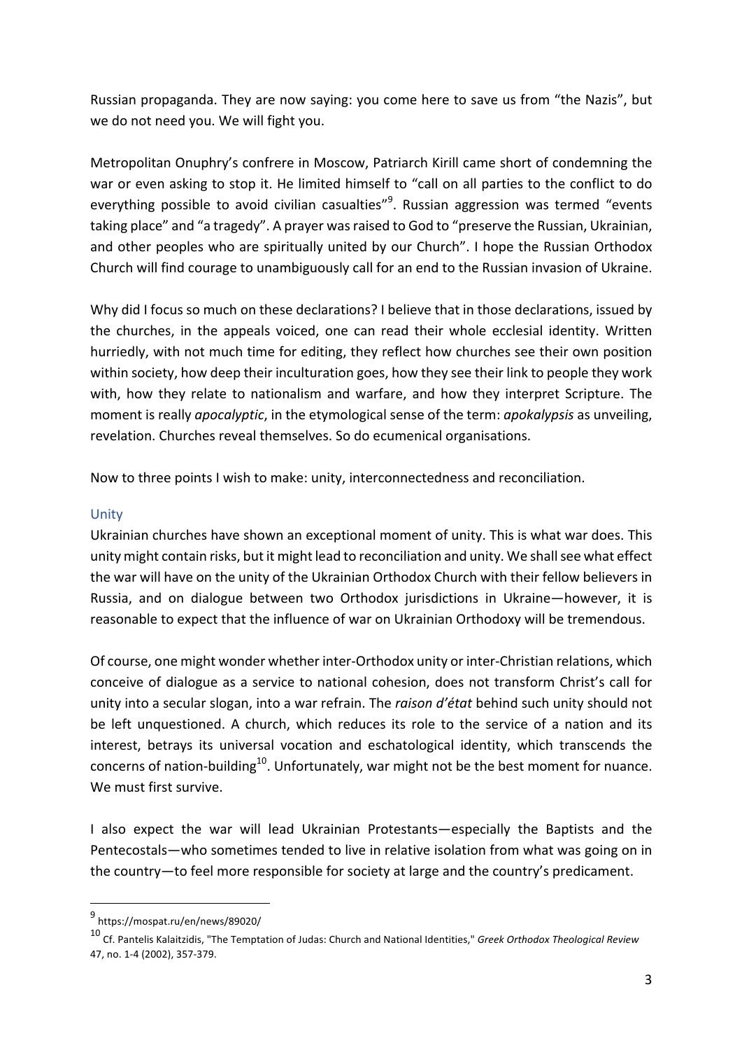Russian propaganda. They are now saying: you come here to save us from "the Nazis", but we do not need you. We will fight you.

Metropolitan Onuphry's confrere in Moscow, Patriarch Kirill came short of condemning the war or even asking to stop it. He limited himself to "call on all parties to the conflict to do everything possible to avoid civilian casualties"[9]. Russian aggression was termed "events taking place" and "a tragedy". A prayer was raised to God to "preserve the Russian, Ukrainian, and other peoples who are spiritually united by our Church". I hope the Russian Orthodox Church will find courage to unambiguously call for an end to the Russian invasion of Ukraine.

Why did I focus so much on these declarations? I believe that in those declarations, issued by the churches, in the appeals voiced, one can read their whole ecclesial identity. Written hurriedly, with not much time for editing, they reflect how churches see their own position within society, how deep their inculturation goes, how they see their link to people they work with, how they relate to nationalism and warfare, and how they interpret Scripture. The moment is really *apocalyptic*, in the etymological sense of the term: *apokalypsis* as unveiling, revelation. Churches reveal themselves. So do ecumenical organisations.

Now to three points I wish to make: unity, interconnectedness and reconciliation.

## Unity

Ukrainian churches have shown an exceptional moment of unity. This is what war does. This unity might contain risks, but it might lead to reconciliation and unity. We shall see what effect the war will have on the unity of the Ukrainian Orthodox Church with their fellow believers in Russia, and on dialogue between two Orthodox jurisdictions in Ukraine—however, it is reasonable to expect that the influence of war on Ukrainian Orthodoxy will be tremendous.

Of course, one might wonder whether inter-Orthodox unity or inter-Christian relations, which conceive of dialogue as a service to national cohesion, does not transform Christ's call for unity into a secular slogan, into a war refrain. The *raison d'état* behind such unity should not be left unquestioned. A church, which reduces its role to the service of a nation and its interest, betrays its universal vocation and eschatological identity, which transcends the concerns of nation-building[10]. Unfortunately, war might not be the best moment for nuance. We must first survive.

I also expect the war will lead Ukrainian Protestants—especially the Baptists and the Pentecostals—who sometimes tended to live in relative isolation from what was going on in the country—to feel more responsible for society at large and the country's predicament.

---

[9] https://mospat.ru/en/news/89020/

[10] Cf. Pantelis Kalaitzidis, "The Temptation of Judas: Church and National Identities," *Greek Orthodox Theological Review* 47, no. 1-4 (2002), 357-379.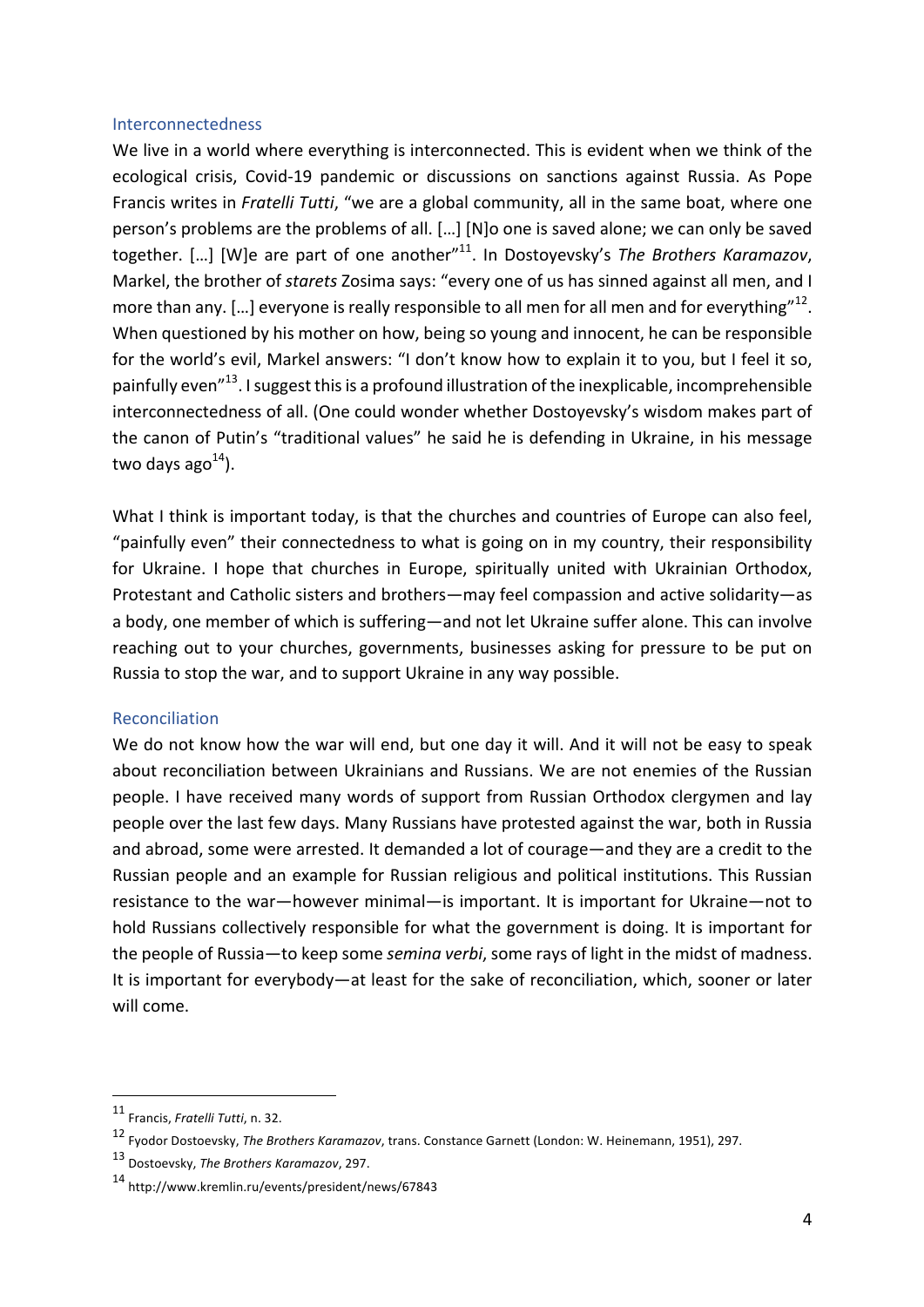## Interconnectedness

We live in a world where everything is interconnected. This is evident when we think of the ecological crisis, Covid-19 pandemic or discussions on sanctions against Russia. As Pope Francis writes in *Fratelli Tutti*, "we are a global community, all in the same boat, where one person's problems are the problems of all. […] [N]o one is saved alone; we can only be saved together. […] [W]e are part of one another"[11]. In Dostoyevsky's *The Brothers Karamazov*, Markel, the brother of *starets* Zosima says: "every one of us has sinned against all men, and I more than any. […] everyone is really responsible to all men for all men and for everything"[12]. When questioned by his mother on how, being so young and innocent, he can be responsible for the world's evil, Markel answers: "I don't know how to explain it to you, but I feel it so, painfully even"[13]. I suggest this is a profound illustration of the inexplicable, incomprehensible interconnectedness of all. (One could wonder whether Dostoyevsky's wisdom makes part of the canon of Putin's "traditional values" he said he is defending in Ukraine, in his message two days ago[14]).

What I think is important today, is that the churches and countries of Europe can also feel, "painfully even" their connectedness to what is going on in my country, their responsibility for Ukraine. I hope that churches in Europe, spiritually united with Ukrainian Orthodox, Protestant and Catholic sisters and brothers—may feel compassion and active solidarity—as a body, one member of which is suffering—and not let Ukraine suffer alone. This can involve reaching out to your churches, governments, businesses asking for pressure to be put on Russia to stop the war, and to support Ukraine in any way possible.

## Reconciliation

We do not know how the war will end, but one day it will. And it will not be easy to speak about reconciliation between Ukrainians and Russians. We are not enemies of the Russian people. I have received many words of support from Russian Orthodox clergymen and lay people over the last few days. Many Russians have protested against the war, both in Russia and abroad, some were arrested. It demanded a lot of courage—and they are a credit to the Russian people and an example for Russian religious and political institutions. This Russian resistance to the war—however minimal—is important. It is important for Ukraine—not to hold Russians collectively responsible for what the government is doing. It is important for the people of Russia—to keep some *semina verbi*, some rays of light in the midst of madness. It is important for everybody—at least for the sake of reconciliation, which, sooner or later will come.

---

[11] Francis, *Fratelli Tutti*, n. 32.

[12] Fyodor Dostoevsky, *The Brothers Karamazov*, trans. Constance Garnett (London: W. Heinemann, 1951), 297.

[13] Dostoevsky, *The Brothers Karamazov*, 297.

[14] http://www.kremlin.ru/events/president/news/67843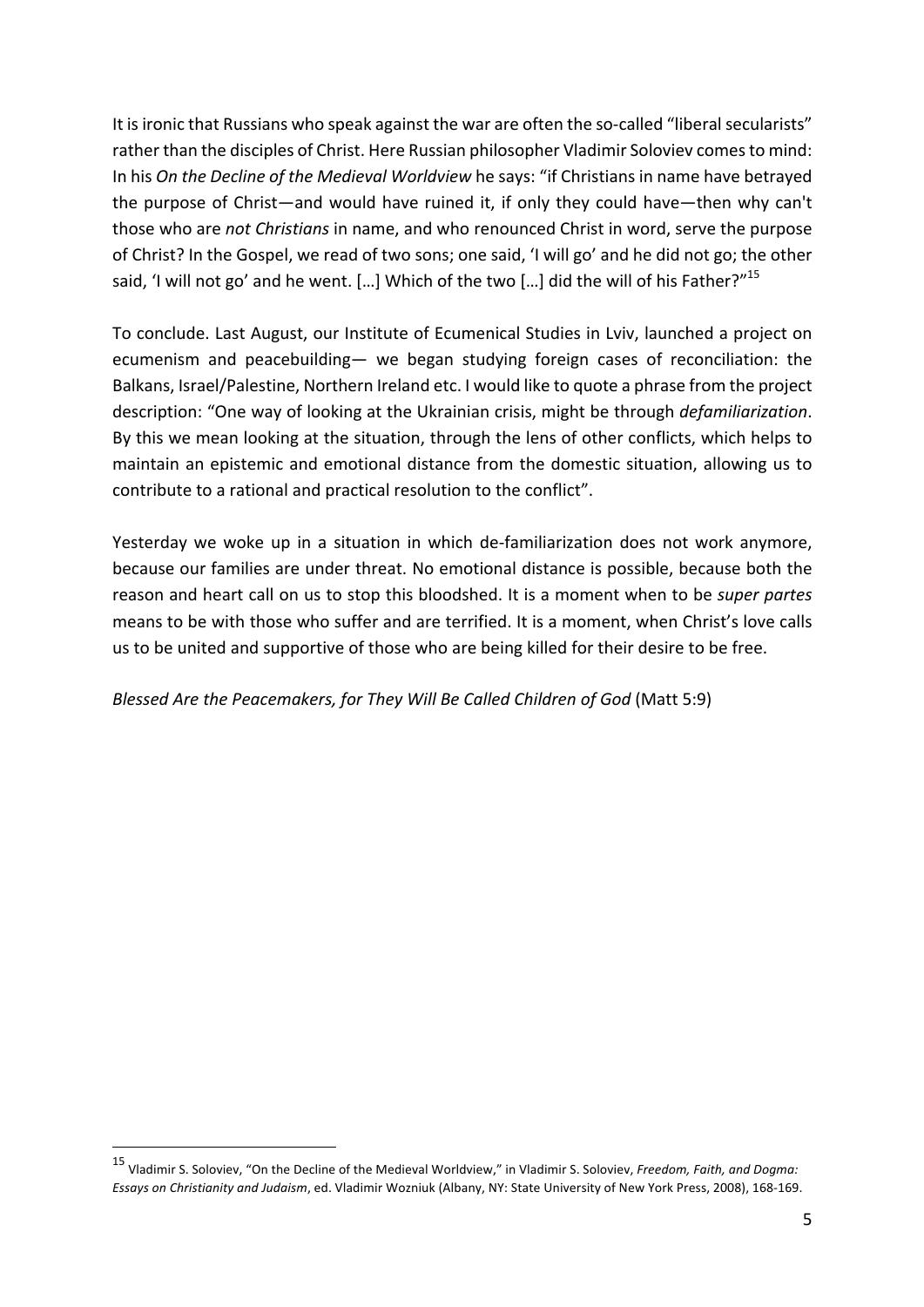It is ironic that Russians who speak against the war are often the so-called "liberal secularists" rather than the disciples of Christ. Here Russian philosopher Vladimir Soloviev comes to mind: In his *On the Decline of the Medieval Worldview* he says: "if Christians in name have betrayed the purpose of Christ—and would have ruined it, if only they could have—then why can't those who are *not Christians* in name, and who renounced Christ in word, serve the purpose of Christ? In the Gospel, we read of two sons; one said, 'I will go' and he did not go; the other said, 'I will not go' and he went. […] Which of the two […] did the will of his Father?"[15]

To conclude. Last August, our Institute of Ecumenical Studies in Lviv, launched a project on ecumenism and peacebuilding— we began studying foreign cases of reconciliation: the Balkans, Israel/Palestine, Northern Ireland etc. I would like to quote a phrase from the project description: "One way of looking at the Ukrainian crisis, might be through *defamiliarization*. By this we mean looking at the situation, through the lens of other conflicts, which helps to maintain an epistemic and emotional distance from the domestic situation, allowing us to contribute to a rational and practical resolution to the conflict".

Yesterday we woke up in a situation in which de-familiarization does not work anymore, because our families are under threat. No emotional distance is possible, because both the reason and heart call on us to stop this bloodshed. It is a moment when to be *super partes* means to be with those who suffer and are terrified. It is a moment, when Christ's love calls us to be united and supportive of those who are being killed for their desire to be free.

*Blessed Are the Peacemakers, for They Will Be Called Children of God* (Matt 5:9)

---

[15] Vladimir S. Soloviev, "On the Decline of the Medieval Worldview," in Vladimir S. Soloviev, *Freedom, Faith, and Dogma: Essays on Christianity and Judaism*, ed. Vladimir Wozniuk (Albany, NY: State University of New York Press, 2008), 168-169.